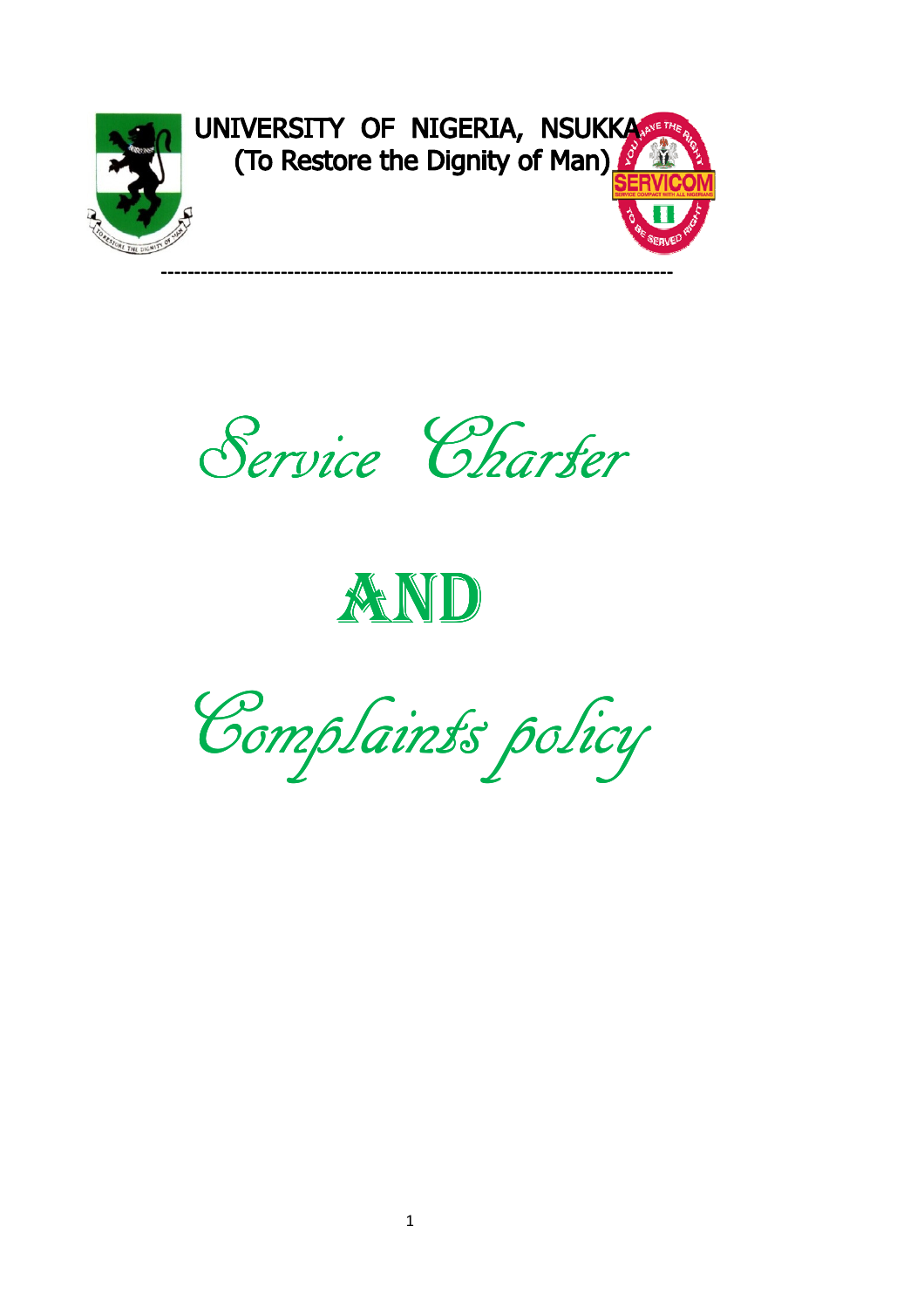UNIVERSITY OF NIGERIA, NSUKKA
(To Restore the Dignity of Man)

# Service Charter

# AND

# Complaints policy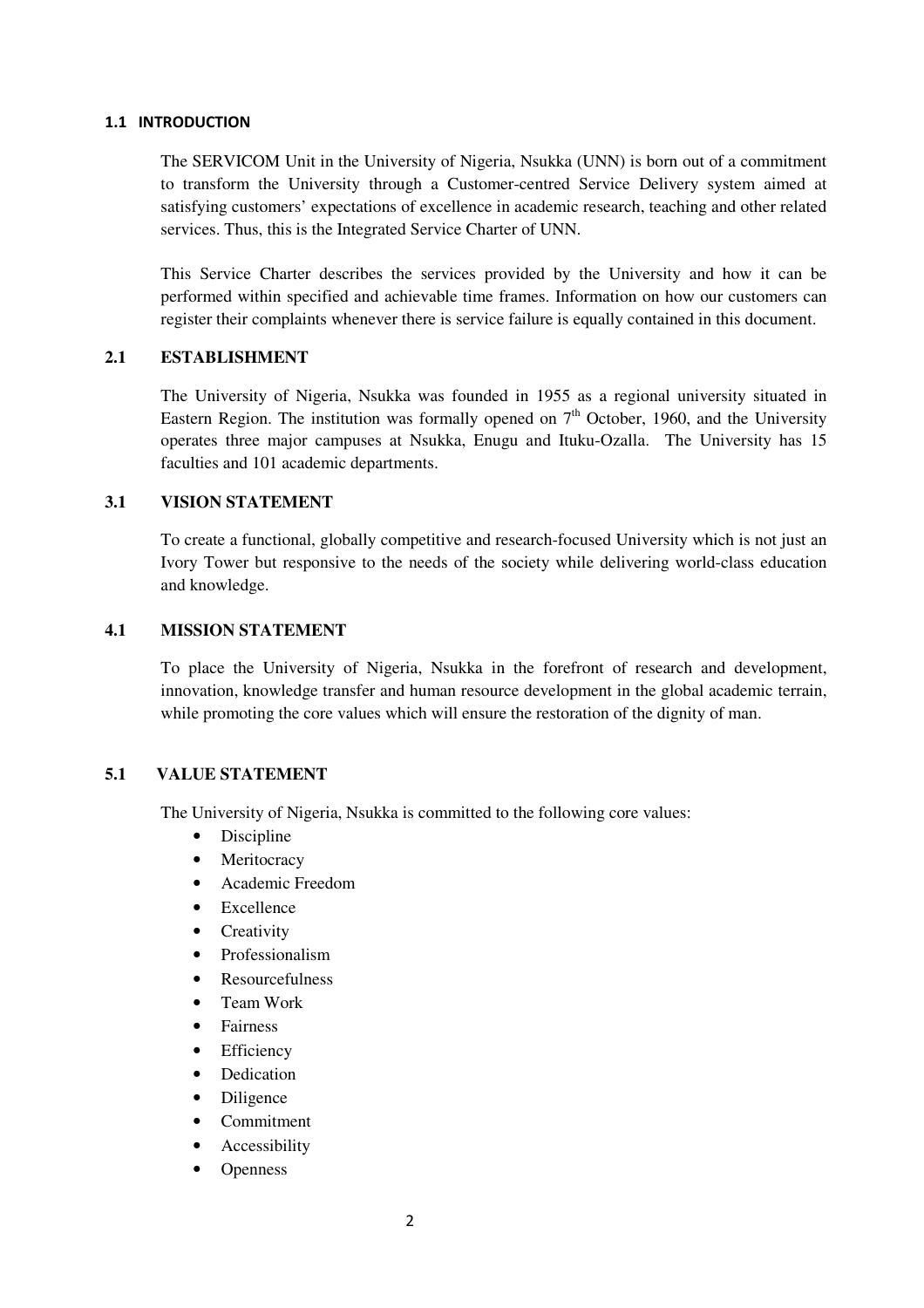## 1.1 INTRODUCTION

The SERVICOM Unit in the University of Nigeria, Nsukka (UNN) is born out of a commitment to transform the University through a Customer-centred Service Delivery system aimed at satisfying customers' expectations of excellence in academic research, teaching and other related services. Thus, this is the Integrated Service Charter of UNN.

This Service Charter describes the services provided by the University and how it can be performed within specified and achievable time frames. Information on how our customers can register their complaints whenever there is service failure is equally contained in this document.

## 2.1 ESTABLISHMENT

The University of Nigeria, Nsukka was founded in 1955 as a regional university situated in Eastern Region. The institution was formally opened on 7th October, 1960, and the University operates three major campuses at Nsukka, Enugu and Ituku-Ozalla. The University has 15 faculties and 101 academic departments.

## 3.1 VISION STATEMENT

To create a functional, globally competitive and research-focused University which is not just an Ivory Tower but responsive to the needs of the society while delivering world-class education and knowledge.

## 4.1 MISSION STATEMENT

To place the University of Nigeria, Nsukka in the forefront of research and development, innovation, knowledge transfer and human resource development in the global academic terrain, while promoting the core values which will ensure the restoration of the dignity of man.

## 5.1 VALUE STATEMENT

The University of Nigeria, Nsukka is committed to the following core values:

- Discipline
- Meritocracy
- Academic Freedom
- Excellence
- Creativity
- Professionalism
- Resourcefulness
- Team Work
- Fairness
- Efficiency
- Dedication
- Diligence
- Commitment
- Accessibility
- Openness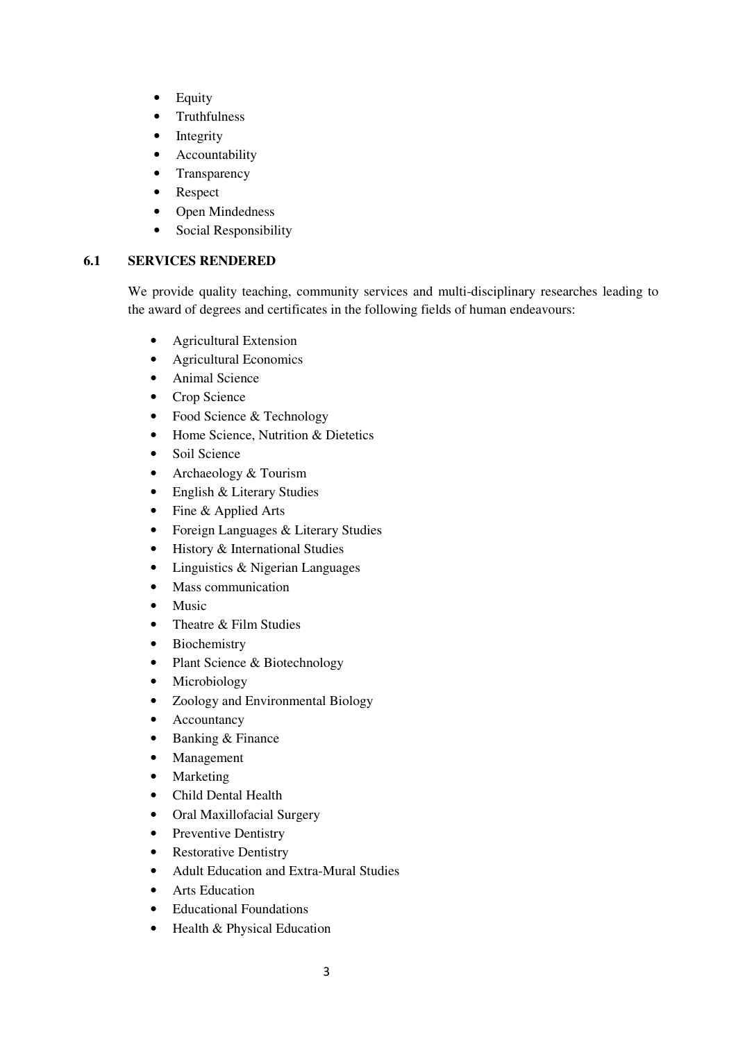- Equity
- Truthfulness
- Integrity
- Accountability
- Transparency
- Respect
- Open Mindedness
- Social Responsibility

## 6.1 SERVICES RENDERED

We provide quality teaching, community services and multi-disciplinary researches leading to the award of degrees and certificates in the following fields of human endeavours:

- Agricultural Extension
- Agricultural Economics
- Animal Science
- Crop Science
- Food Science & Technology
- Home Science, Nutrition & Dietetics
- Soil Science
- Archaeology & Tourism
- English & Literary Studies
- Fine & Applied Arts
- Foreign Languages & Literary Studies
- History & International Studies
- Linguistics & Nigerian Languages
- Mass communication
- Music
- Theatre & Film Studies
- Biochemistry
- Plant Science & Biotechnology
- Microbiology
- Zoology and Environmental Biology
- Accountancy
- Banking & Finance
- Management
- Marketing
- Child Dental Health
- Oral Maxillofacial Surgery
- Preventive Dentistry
- Restorative Dentistry
- Adult Education and Extra-Mural Studies
- Arts Education
- Educational Foundations
- Health & Physical Education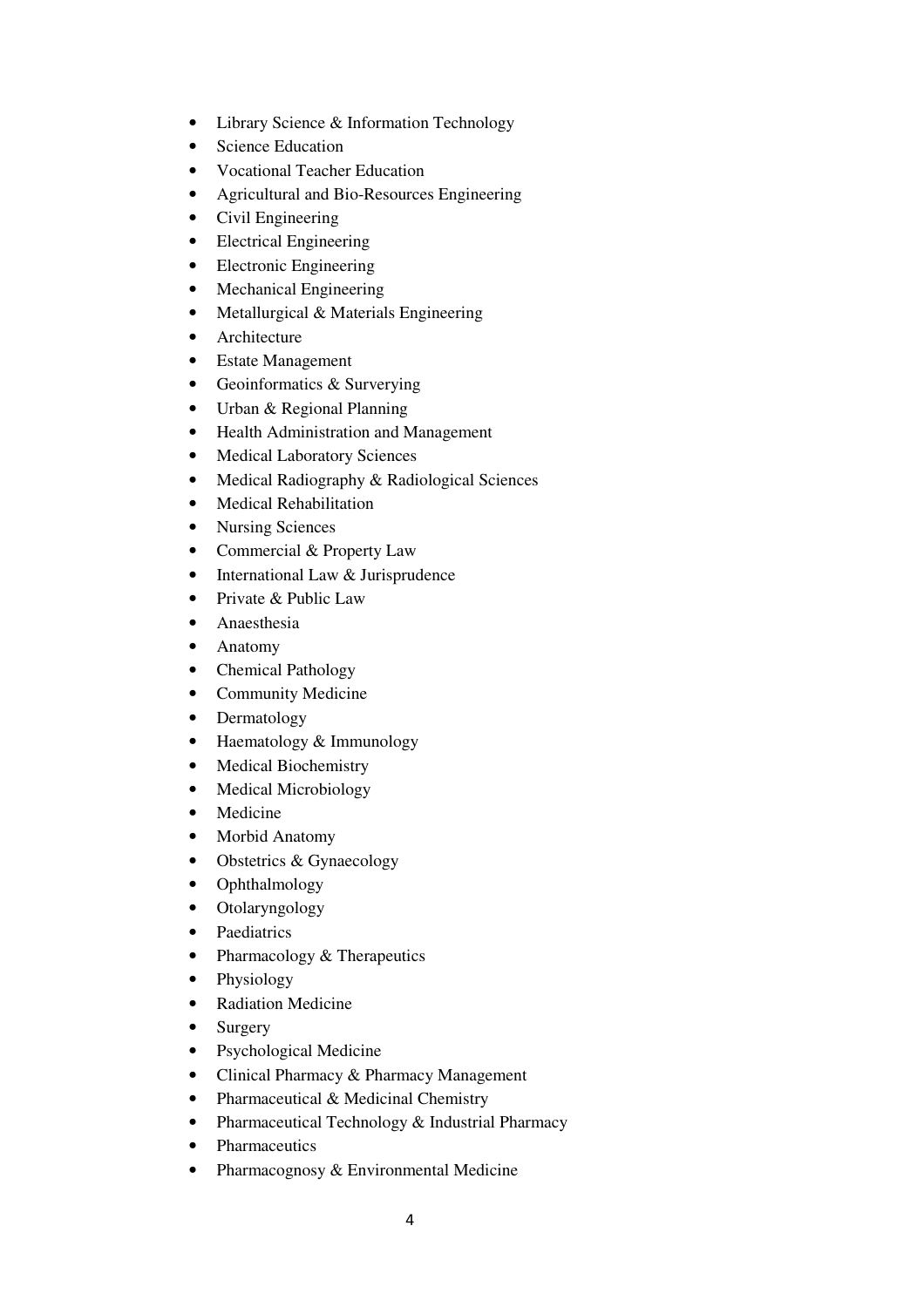- Library Science & Information Technology
- Science Education
- Vocational Teacher Education
- Agricultural and Bio-Resources Engineering
- Civil Engineering
- Electrical Engineering
- Electronic Engineering
- Mechanical Engineering
- Metallurgical & Materials Engineering
- Architecture
- Estate Management
- Geoinformatics & Surverying
- Urban & Regional Planning
- Health Administration and Management
- Medical Laboratory Sciences
- Medical Radiography & Radiological Sciences
- Medical Rehabilitation
- Nursing Sciences
- Commercial & Property Law
- International Law & Jurisprudence
- Private & Public Law
- Anaesthesia
- Anatomy
- Chemical Pathology
- Community Medicine
- Dermatology
- Haematology & Immunology
- Medical Biochemistry
- Medical Microbiology
- Medicine
- Morbid Anatomy
- Obstetrics & Gynaecology
- Ophthalmology
- Otolaryngology
- Paediatrics
- Pharmacology & Therapeutics
- Physiology
- Radiation Medicine
- Surgery
- Psychological Medicine
- Clinical Pharmacy & Pharmacy Management
- Pharmaceutical & Medicinal Chemistry
- Pharmaceutical Technology & Industrial Pharmacy
- Pharmaceutics
- Pharmacognosy & Environmental Medicine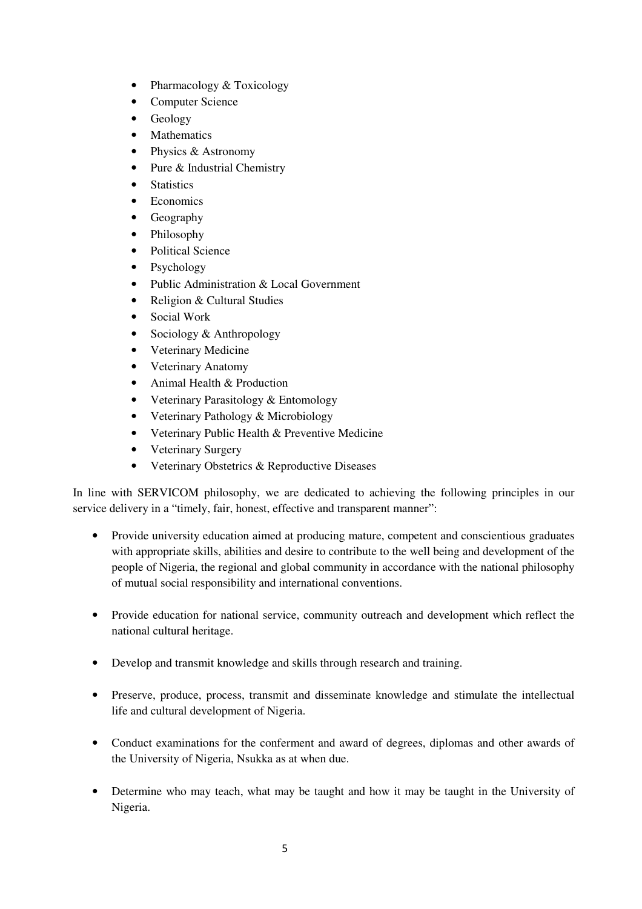- Pharmacology & Toxicology
- Computer Science
- Geology
- Mathematics
- Physics & Astronomy
- Pure & Industrial Chemistry
- Statistics
- Economics
- Geography
- Philosophy
- Political Science
- Psychology
- Public Administration & Local Government
- Religion & Cultural Studies
- Social Work
- Sociology & Anthropology
- Veterinary Medicine
- Veterinary Anatomy
- Animal Health & Production
- Veterinary Parasitology & Entomology
- Veterinary Pathology & Microbiology
- Veterinary Public Health & Preventive Medicine
- Veterinary Surgery
- Veterinary Obstetrics & Reproductive Diseases

In line with SERVICOM philosophy, we are dedicated to achieving the following principles in our service delivery in a "timely, fair, honest, effective and transparent manner":

- Provide university education aimed at producing mature, competent and conscientious graduates with appropriate skills, abilities and desire to contribute to the well being and development of the people of Nigeria, the regional and global community in accordance with the national philosophy of mutual social responsibility and international conventions.

- Provide education for national service, community outreach and development which reflect the national cultural heritage.

- Develop and transmit knowledge and skills through research and training.

- Preserve, produce, process, transmit and disseminate knowledge and stimulate the intellectual life and cultural development of Nigeria.

- Conduct examinations for the conferment and award of degrees, diplomas and other awards of the University of Nigeria, Nsukka as at when due.

- Determine who may teach, what may be taught and how it may be taught in the University of Nigeria.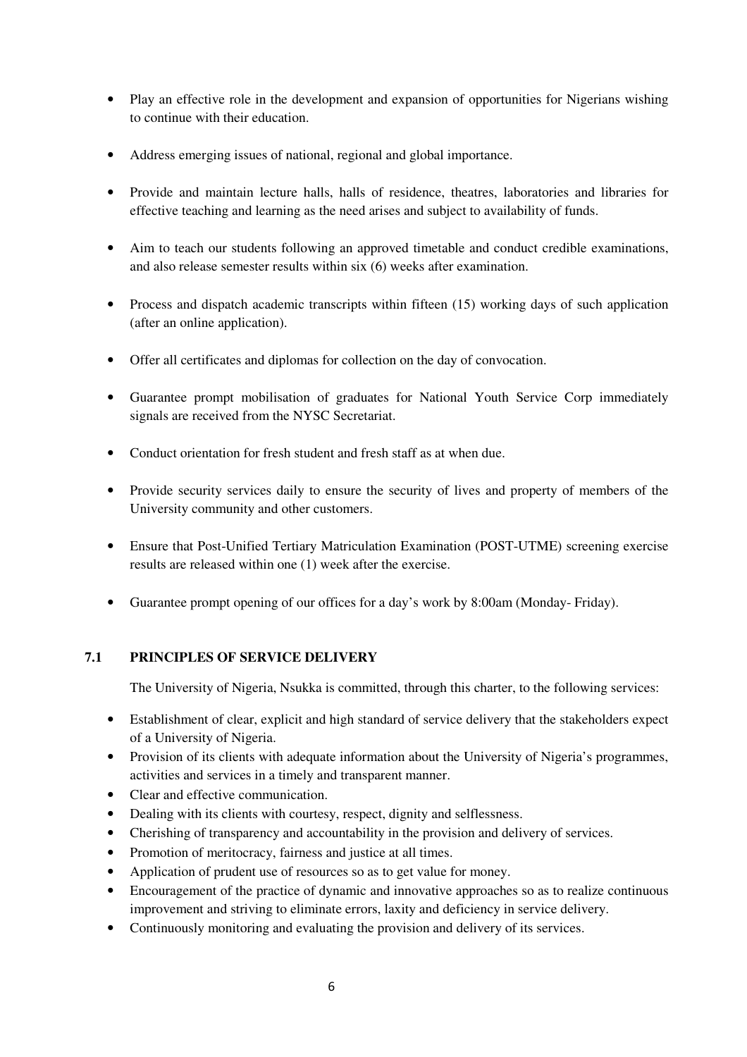- Play an effective role in the development and expansion of opportunities for Nigerians wishing to continue with their education.

- Address emerging issues of national, regional and global importance.

- Provide and maintain lecture halls, halls of residence, theatres, laboratories and libraries for effective teaching and learning as the need arises and subject to availability of funds.

- Aim to teach our students following an approved timetable and conduct credible examinations, and also release semester results within six (6) weeks after examination.

- Process and dispatch academic transcripts within fifteen (15) working days of such application (after an online application).

- Offer all certificates and diplomas for collection on the day of convocation.

- Guarantee prompt mobilisation of graduates for National Youth Service Corp immediately signals are received from the NYSC Secretariat.

- Conduct orientation for fresh student and fresh staff as at when due.

- Provide security services daily to ensure the security of lives and property of members of the University community and other customers.

- Ensure that Post-Unified Tertiary Matriculation Examination (POST-UTME) screening exercise results are released within one (1) week after the exercise.

- Guarantee prompt opening of our offices for a day's work by 8:00am (Monday- Friday).

### 7.1 PRINCIPLES OF SERVICE DELIVERY

The University of Nigeria, Nsukka is committed, through this charter, to the following services:

- Establishment of clear, explicit and high standard of service delivery that the stakeholders expect of a University of Nigeria.
- Provision of its clients with adequate information about the University of Nigeria's programmes, activities and services in a timely and transparent manner.
- Clear and effective communication.
- Dealing with its clients with courtesy, respect, dignity and selflessness.
- Cherishing of transparency and accountability in the provision and delivery of services.
- Promotion of meritocracy, fairness and justice at all times.
- Application of prudent use of resources so as to get value for money.
- Encouragement of the practice of dynamic and innovative approaches so as to realize continuous improvement and striving to eliminate errors, laxity and deficiency in service delivery.
- Continuously monitoring and evaluating the provision and delivery of its services.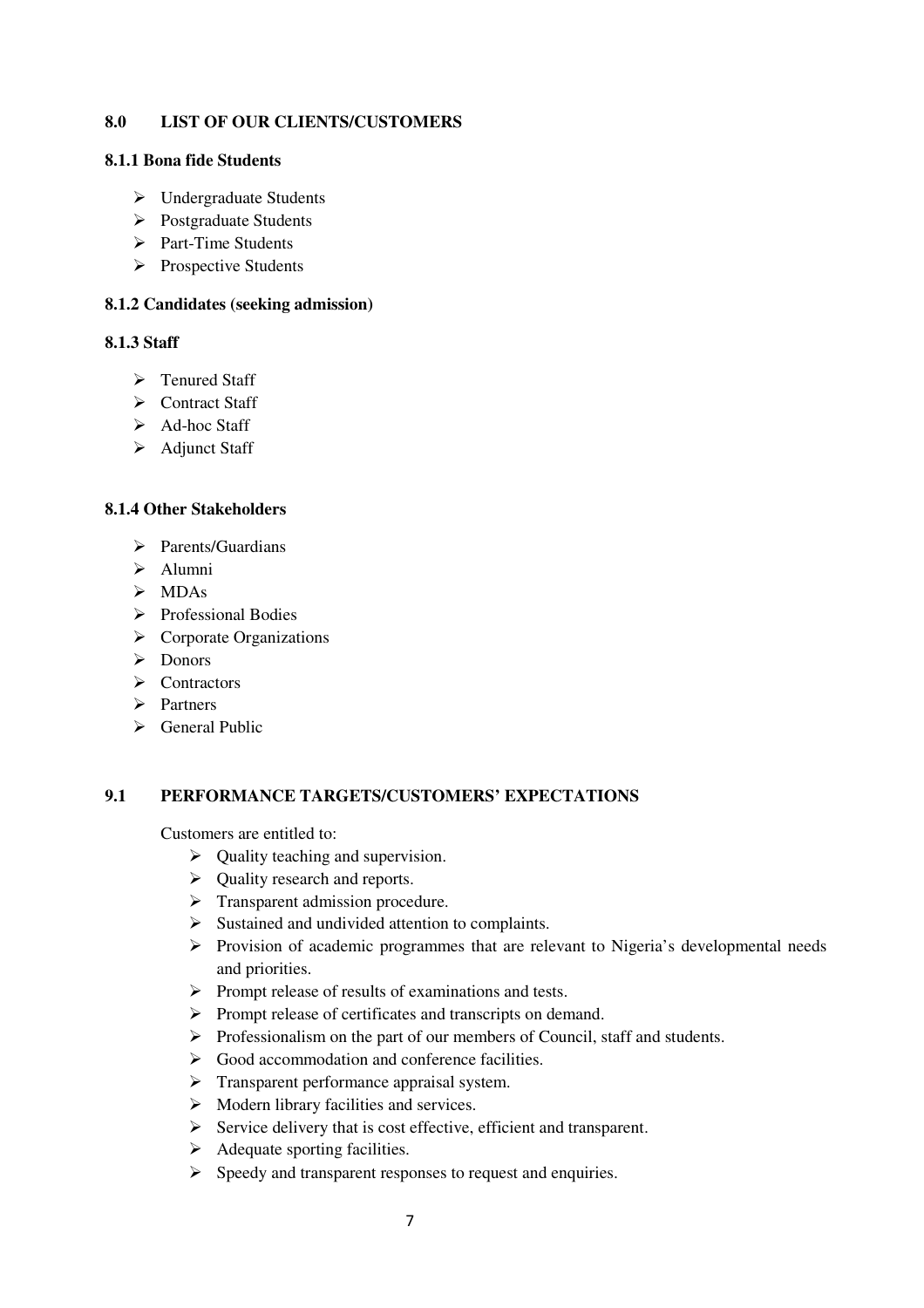## 8.0 LIST OF OUR CLIENTS/CUSTOMERS

### 8.1.1 Bona fide Students

- Undergraduate Students
- Postgraduate Students
- Part-Time Students
- Prospective Students

### 8.1.2 Candidates (seeking admission)

### 8.1.3 Staff

- Tenured Staff
- Contract Staff
- Ad-hoc Staff
- Adjunct Staff

### 8.1.4 Other Stakeholders

- Parents/Guardians
- Alumni
- MDAs
- Professional Bodies
- Corporate Organizations
- Donors
- Contractors
- Partners
- General Public

## 9.1 PERFORMANCE TARGETS/CUSTOMERS' EXPECTATIONS

Customers are entitled to:

- Quality teaching and supervision.
- Quality research and reports.
- Transparent admission procedure.
- Sustained and undivided attention to complaints.
- Provision of academic programmes that are relevant to Nigeria's developmental needs and priorities.
- Prompt release of results of examinations and tests.
- Prompt release of certificates and transcripts on demand.
- Professionalism on the part of our members of Council, staff and students.
- Good accommodation and conference facilities.
- Transparent performance appraisal system.
- Modern library facilities and services.
- Service delivery that is cost effective, efficient and transparent.
- Adequate sporting facilities.
- Speedy and transparent responses to request and enquiries.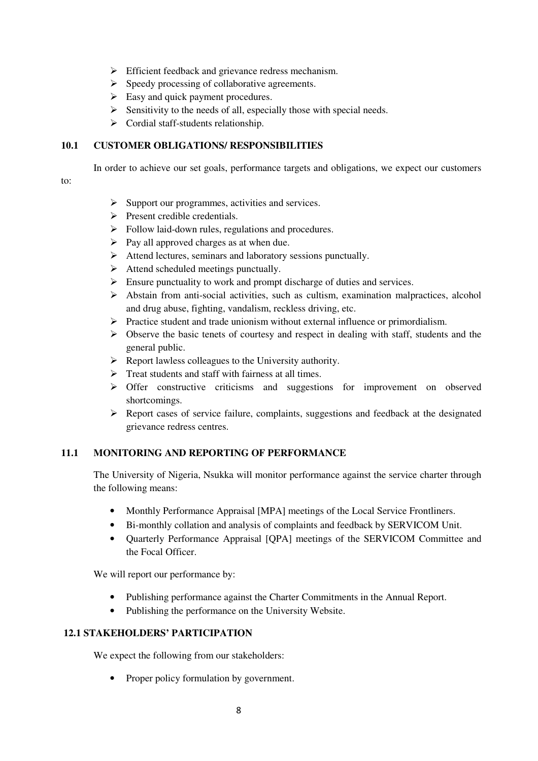- Efficient feedback and grievance redress mechanism.
- Speedy processing of collaborative agreements.
- Easy and quick payment procedures.
- Sensitivity to the needs of all, especially those with special needs.
- Cordial staff-students relationship.

## 10.1 CUSTOMER OBLIGATIONS/ RESPONSIBILITIES

In order to achieve our set goals, performance targets and obligations, we expect our customers to:

- Support our programmes, activities and services.
- Present credible credentials.
- Follow laid-down rules, regulations and procedures.
- Pay all approved charges as at when due.
- Attend lectures, seminars and laboratory sessions punctually.
- Attend scheduled meetings punctually.
- Ensure punctuality to work and prompt discharge of duties and services.
- Abstain from anti-social activities, such as cultism, examination malpractices, alcohol and drug abuse, fighting, vandalism, reckless driving, etc.
- Practice student and trade unionism without external influence or primordialism.
- Observe the basic tenets of courtesy and respect in dealing with staff, students and the general public.
- Report lawless colleagues to the University authority.
- Treat students and staff with fairness at all times.
- Offer constructive criticisms and suggestions for improvement on observed shortcomings.
- Report cases of service failure, complaints, suggestions and feedback at the designated grievance redress centres.

## 11.1 MONITORING AND REPORTING OF PERFORMANCE

The University of Nigeria, Nsukka will monitor performance against the service charter through the following means:

- Monthly Performance Appraisal [MPA] meetings of the Local Service Frontliners.
- Bi-monthly collation and analysis of complaints and feedback by SERVICOM Unit.
- Quarterly Performance Appraisal [QPA] meetings of the SERVICOM Committee and the Focal Officer.

We will report our performance by:

- Publishing performance against the Charter Commitments in the Annual Report.
- Publishing the performance on the University Website.

## 12.1 STAKEHOLDERS' PARTICIPATION

We expect the following from our stakeholders:

- Proper policy formulation by government.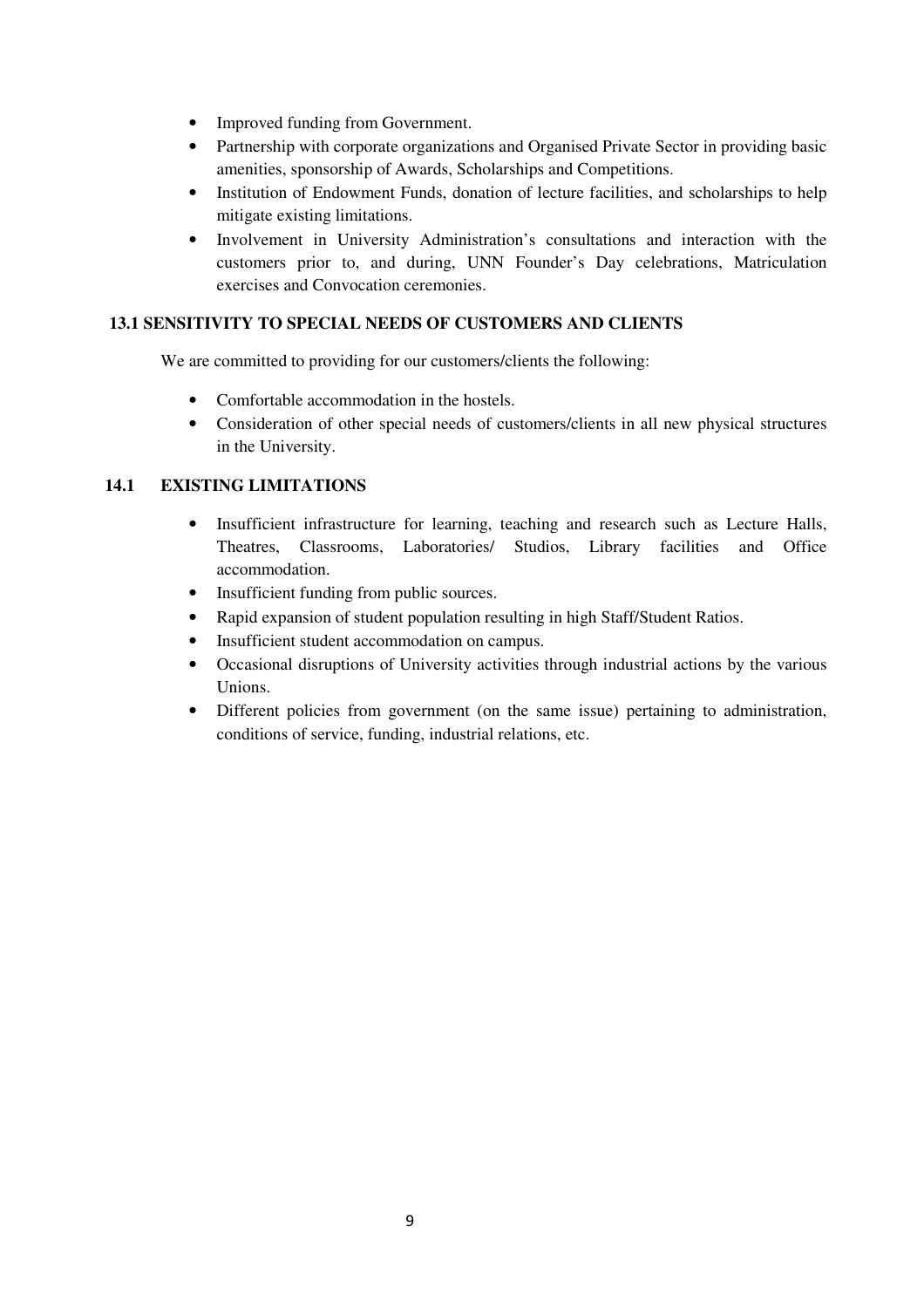- Improved funding from Government.
- Partnership with corporate organizations and Organised Private Sector in providing basic amenities, sponsorship of Awards, Scholarships and Competitions.
- Institution of Endowment Funds, donation of lecture facilities, and scholarships to help mitigate existing limitations.
- Involvement in University Administration's consultations and interaction with the customers prior to, and during, UNN Founder's Day celebrations, Matriculation exercises and Convocation ceremonies.

### 13.1 SENSITIVITY TO SPECIAL NEEDS OF CUSTOMERS AND CLIENTS

We are committed to providing for our customers/clients the following:

- Comfortable accommodation in the hostels.
- Consideration of other special needs of customers/clients in all new physical structures in the University.

### 14.1 EXISTING LIMITATIONS

- Insufficient infrastructure for learning, teaching and research such as Lecture Halls, Theatres, Classrooms, Laboratories/ Studios, Library facilities and Office accommodation.
- Insufficient funding from public sources.
- Rapid expansion of student population resulting in high Staff/Student Ratios.
- Insufficient student accommodation on campus.
- Occasional disruptions of University activities through industrial actions by the various Unions.
- Different policies from government (on the same issue) pertaining to administration, conditions of service, funding, industrial relations, etc.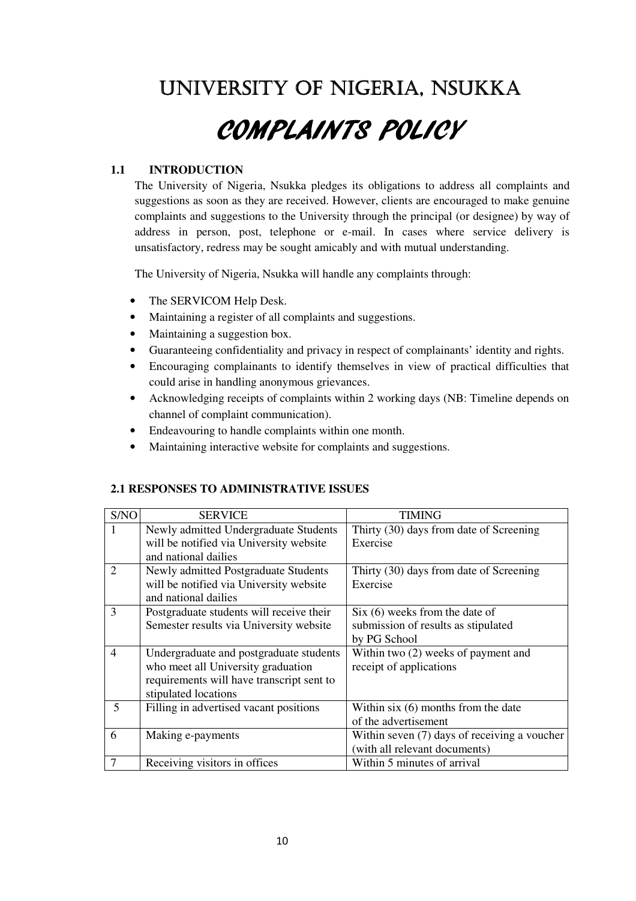# UNIVERSITY OF NIGERIA, NSUKKA

# COMPLAINTS POLICY

### 1.1 INTRODUCTION

The University of Nigeria, Nsukka pledges its obligations to address all complaints and suggestions as soon as they are received. However, clients are encouraged to make genuine complaints and suggestions to the University through the principal (or designee) by way of address in person, post, telephone or e-mail. In cases where service delivery is unsatisfactory, redress may be sought amicably and with mutual understanding.

The University of Nigeria, Nsukka will handle any complaints through:

- The SERVICOM Help Desk.
- Maintaining a register of all complaints and suggestions.
- Maintaining a suggestion box.
- Guaranteeing confidentiality and privacy in respect of complainants' identity and rights.
- Encouraging complainants to identify themselves in view of practical difficulties that could arise in handling anonymous grievances.
- Acknowledging receipts of complaints within 2 working days (NB: Timeline depends on channel of complaint communication).
- Endeavouring to handle complaints within one month.
- Maintaining interactive website for complaints and suggestions.

### 2.1 RESPONSES TO ADMINISTRATIVE ISSUES

| S/NO | SERVICE | TIMING |
|---|---|---|
| 1 | Newly admitted Undergraduate Students will be notified via University website and national dailies | Thirty (30) days from date of Screening Exercise |
| 2 | Newly admitted Postgraduate Students will be notified via University website and national dailies | Thirty (30) days from date of Screening Exercise |
| 3 | Postgraduate students will receive their Semester results via University website | Six (6) weeks from the date of submission of results as stipulated by PG School |
| 4 | Undergraduate and postgraduate students who meet all University graduation requirements will have transcript sent to stipulated locations | Within two (2) weeks of payment and receipt of applications |
| 5 | Filling in advertised vacant positions | Within six (6) months from the date of the advertisement |
| 6 | Making e-payments | Within seven (7) days of receiving a voucher (with all relevant documents) |
| 7 | Receiving visitors in offices | Within 5 minutes of arrival |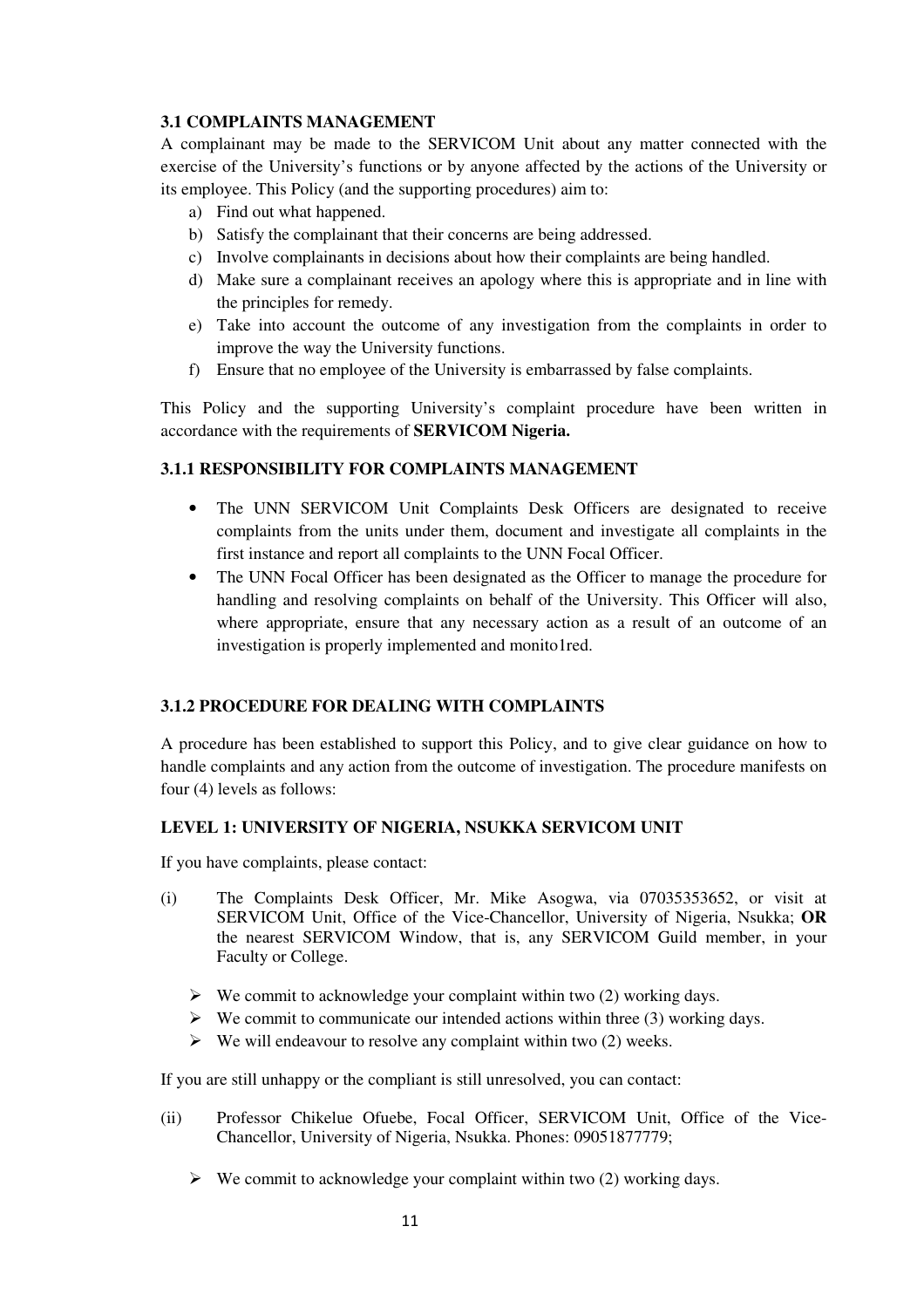### 3.1 COMPLAINTS MANAGEMENT

A complainant may be made to the SERVICOM Unit about any matter connected with the exercise of the University's functions or by anyone affected by the actions of the University or its employee. This Policy (and the supporting procedures) aim to:

a) Find out what happened.
b) Satisfy the complainant that their concerns are being addressed.
c) Involve complainants in decisions about how their complaints are being handled.
d) Make sure a complainant receives an apology where this is appropriate and in line with the principles for remedy.
e) Take into account the outcome of any investigation from the complaints in order to improve the way the University functions.
f) Ensure that no employee of the University is embarrassed by false complaints.

This Policy and the supporting University's complaint procedure have been written in accordance with the requirements of **SERVICOM Nigeria.**

#### 3.1.1 RESPONSIBILITY FOR COMPLAINTS MANAGEMENT

- The UNN SERVICOM Unit Complaints Desk Officers are designated to receive complaints from the units under them, document and investigate all complaints in the first instance and report all complaints to the UNN Focal Officer.
- The UNN Focal Officer has been designated as the Officer to manage the procedure for handling and resolving complaints on behalf of the University. This Officer will also, where appropriate, ensure that any necessary action as a result of an outcome of an investigation is properly implemented and monito1red.

#### 3.1.2 PROCEDURE FOR DEALING WITH COMPLAINTS

A procedure has been established to support this Policy, and to give clear guidance on how to handle complaints and any action from the outcome of investigation. The procedure manifests on four (4) levels as follows:

**LEVEL 1: UNIVERSITY OF NIGERIA, NSUKKA SERVICOM UNIT**

If you have complaints, please contact:

(i) The Complaints Desk Officer, Mr. Mike Asogwa, via 07035353652, or visit at SERVICOM Unit, Office of the Vice-Chancellor, University of Nigeria, Nsukka; **OR** the nearest SERVICOM Window, that is, any SERVICOM Guild member, in your Faculty or College.

- We commit to acknowledge your complaint within two (2) working days.
- We commit to communicate our intended actions within three (3) working days.
- We will endeavour to resolve any complaint within two (2) weeks.

If you are still unhappy or the compliant is still unresolved, you can contact:

(ii) Professor Chikelue Ofuebe, Focal Officer, SERVICOM Unit, Office of the Vice-Chancellor, University of Nigeria, Nsukka. Phones: 09051877779;

- We commit to acknowledge your complaint within two (2) working days.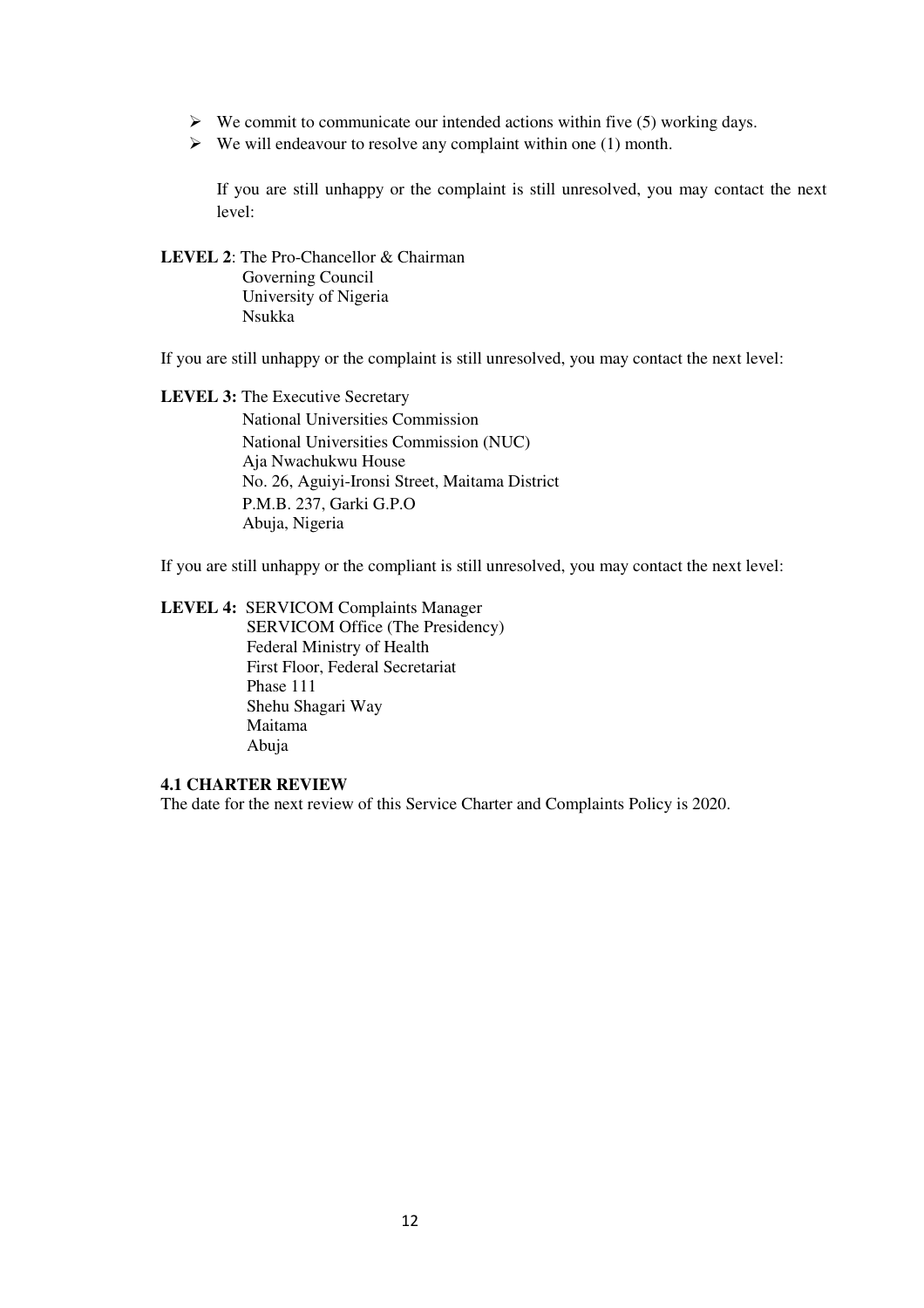- We commit to communicate our intended actions within five (5) working days.
- We will endeavour to resolve any complaint within one (1) month.

If you are still unhappy or the complaint is still unresolved, you may contact the next level:

**LEVEL 2**: The Pro-Chancellor & Chairman
Governing Council
University of Nigeria
Nsukka

If you are still unhappy or the complaint is still unresolved, you may contact the next level:

**LEVEL 3:** The Executive Secretary
National Universities Commission
National Universities Commission (NUC)
Aja Nwachukwu House
No. 26, Aguiyi-Ironsi Street, Maitama District
P.M.B. 237, Garki G.P.O
Abuja, Nigeria

If you are still unhappy or the compliant is still unresolved, you may contact the next level:

**LEVEL 4:** SERVICOM Complaints Manager
SERVICOM Office (The Presidency)
Federal Ministry of Health
First Floor, Federal Secretariat
Phase 111
Shehu Shagari Way
Maitama
Abuja

**4.1 CHARTER REVIEW**

The date for the next review of this Service Charter and Complaints Policy is 2020.